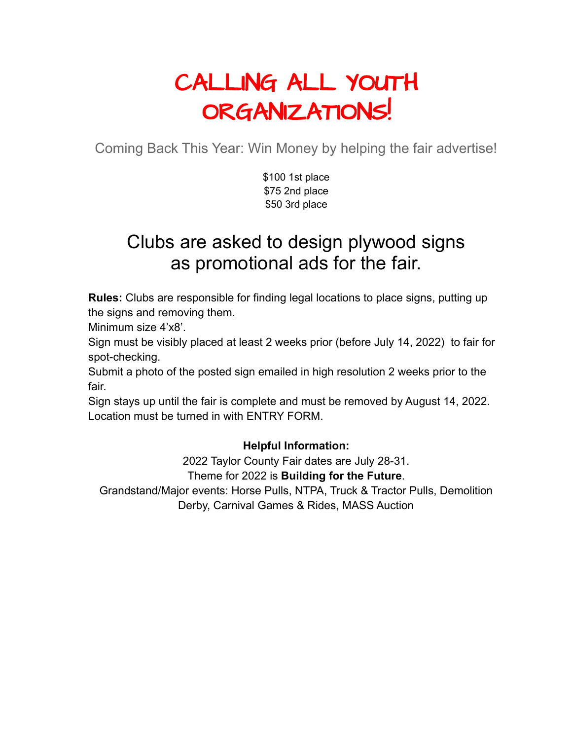# CALLING ALL YOUTH ORGANIZATIONS!

Coming Back This Year: Win Money by helping the fair advertise!

$100 1st place
$75 2nd place
$50 3rd place

## Clubs are asked to design plywood signs as promotional ads for the fair.

**Rules:** Clubs are responsible for finding legal locations to place signs, putting up the signs and removing them.
Minimum size 4'x8'.
Sign must be visibly placed at least 2 weeks prior (before July 14, 2022) to fair for spot-checking.
Submit a photo of the posted sign emailed in high resolution 2 weeks prior to the fair.
Sign stays up until the fair is complete and must be removed by August 14, 2022.
Location must be turned in with ENTRY FORM.

**Helpful Information:**
2022 Taylor County Fair dates are July 28-31.
Theme for 2022 is **Building for the Future**.
Grandstand/Major events: Horse Pulls, NTPA, Truck & Tractor Pulls, Demolition Derby, Carnival Games & Rides, MASS Auction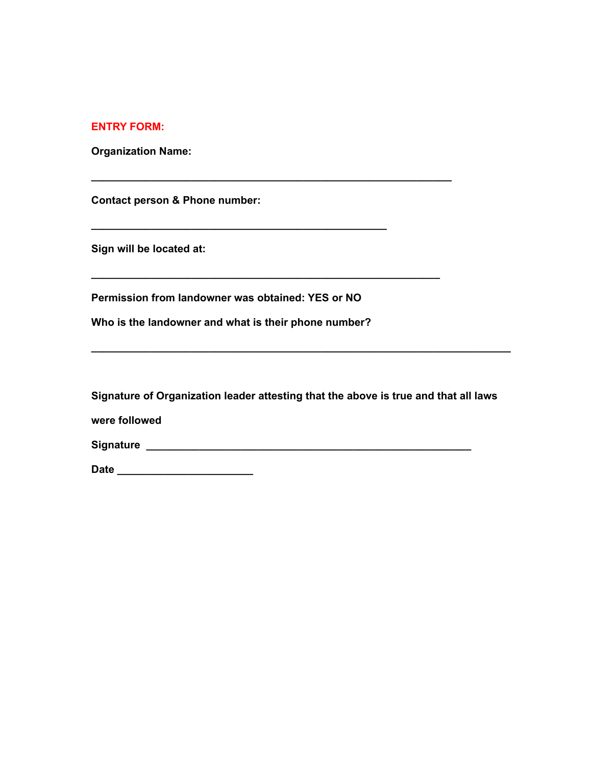**ENTRY FORM:**

**Organization Name:**

________________________________________________________________

**Contact person & Phone number:**

____________________________________________________

**Sign will be located at:**

______________________________________________________________

**Permission from landowner was obtained: YES or NO**

**Who is the landowner and what is their phone number?**

__________________________________________________________________________

**Signature of Organization leader attesting that the above is true and that all laws were followed**

**Signature** _________________________________________________________

**Date** _______________________